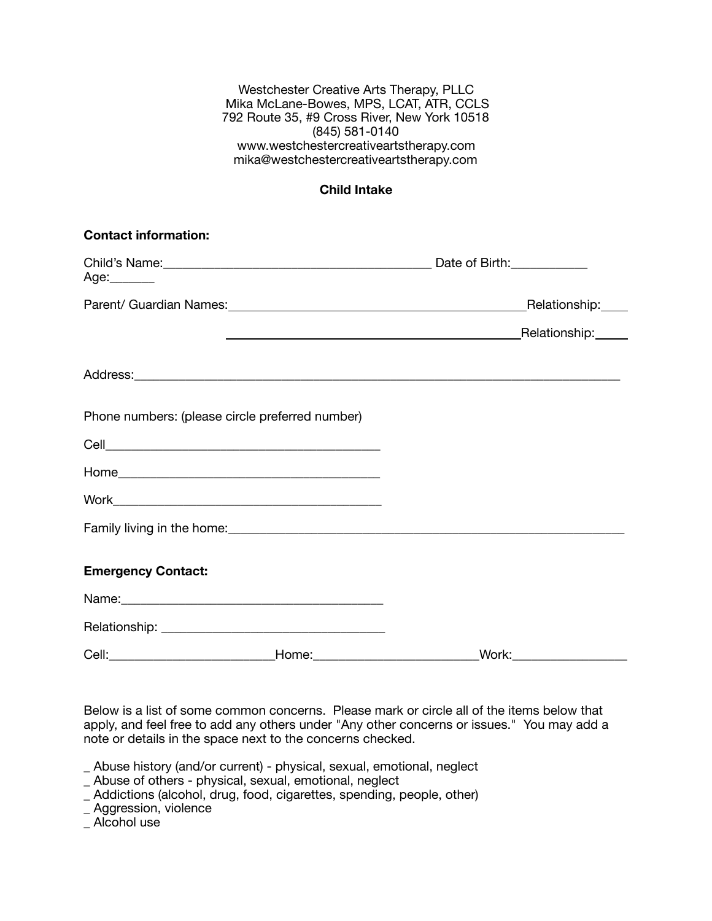Westchester Creative Arts Therapy, PLLC
Mika McLane-Bowes, MPS, LCAT, ATR, CCLS
792 Route 35, #9 Cross River, New York 10518
(845) 581-0140
www.westchestercreativeartstherapy.com
mika@westchestercreativeartstherapy.com

**Child Intake**

**Contact information:**

Child's Name:_________________________________________ Date of Birth:___________ Age:_______

Parent/ Guardian Names:_____________________________________________Relationship:____

_____________________________________________Relationship:_____

Address:___________________________________________________________________________

Phone numbers: (please circle preferred number)

Cell_________________________________________

Home_______________________________________

Work________________________________________

Family living in the home:_____________________________________________________________

**Emergency Contact:**

Name:_________________________________________

Relationship: _________________________________

Cell:________________________Home:________________________Work:_________________

Below is a list of some common concerns. Please mark or circle all of the items below that apply, and feel free to add any others under "Any other concerns or issues." You may add a note or details in the space next to the concerns checked.

_ Abuse history (and/or current) - physical, sexual, emotional, neglect
_ Abuse of others - physical, sexual, emotional, neglect
_ Addictions (alcohol, drug, food, cigarettes, spending, people, other)
_ Aggression, violence
_ Alcohol use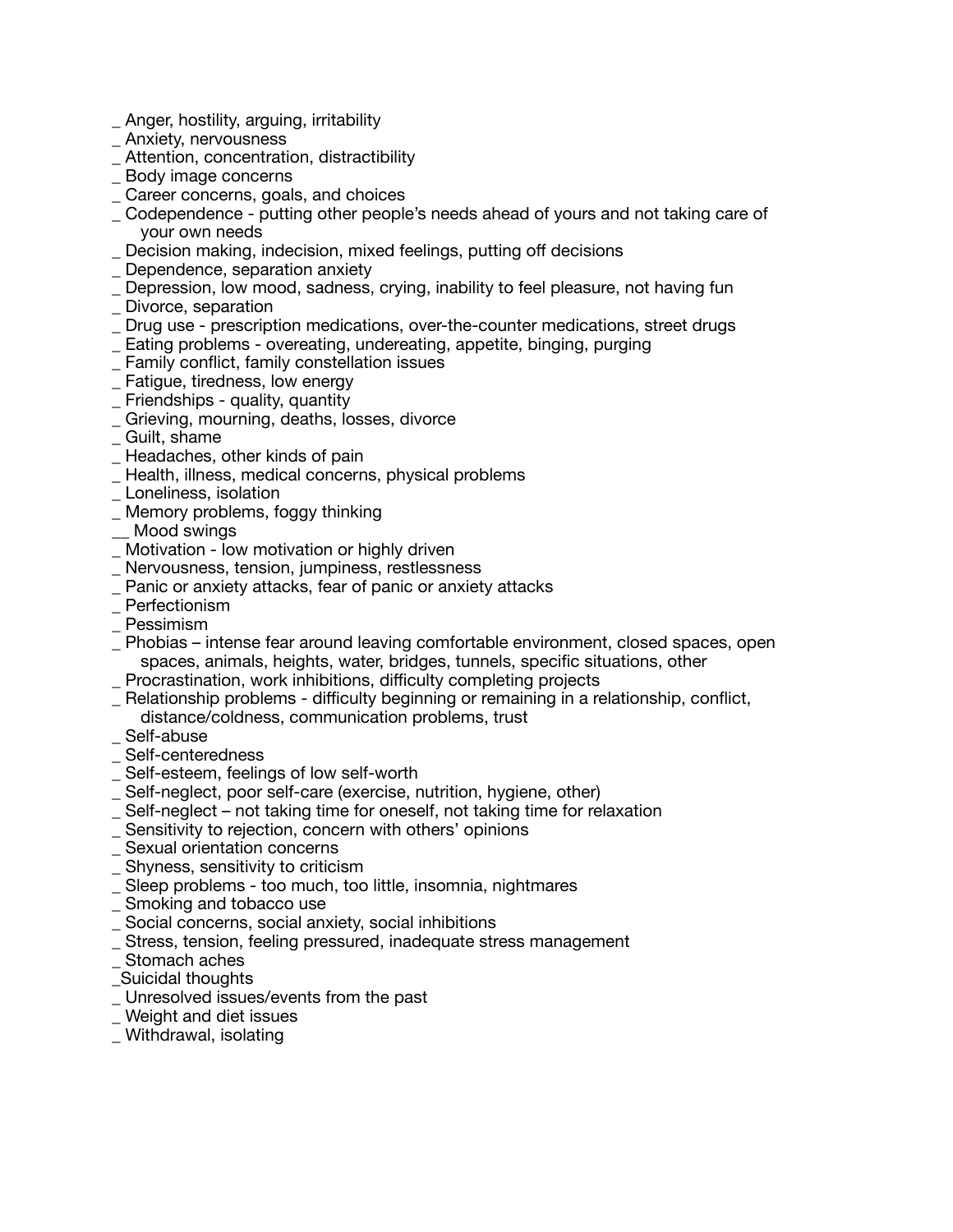_ Anger, hostility, arguing, irritability
_ Anxiety, nervousness
_ Attention, concentration, distractibility
_ Body image concerns
_ Career concerns, goals, and choices
_ Codependence - putting other people's needs ahead of yours and not taking care of your own needs
_ Decision making, indecision, mixed feelings, putting off decisions
_ Dependence, separation anxiety
_ Depression, low mood, sadness, crying, inability to feel pleasure, not having fun
_ Divorce, separation
_ Drug use - prescription medications, over-the-counter medications, street drugs
_ Eating problems - overeating, undereating, appetite, binging, purging
_ Family conflict, family constellation issues
_ Fatigue, tiredness, low energy
_ Friendships - quality, quantity
_ Grieving, mourning, deaths, losses, divorce
_ Guilt, shame
_ Headaches, other kinds of pain
_ Health, illness, medical concerns, physical problems
_ Loneliness, isolation
_ Memory problems, foggy thinking
__ Mood swings
_ Motivation - low motivation or highly driven
_ Nervousness, tension, jumpiness, restlessness
_ Panic or anxiety attacks, fear of panic or anxiety attacks
_ Perfectionism
_ Pessimism
_ Phobias – intense fear around leaving comfortable environment, closed spaces, open spaces, animals, heights, water, bridges, tunnels, specific situations, other
_ Procrastination, work inhibitions, difficulty completing projects
_ Relationship problems - difficulty beginning or remaining in a relationship, conflict, distance/coldness, communication problems, trust
_ Self-abuse
_ Self-centeredness
_ Self-esteem, feelings of low self-worth
_ Self-neglect, poor self-care (exercise, nutrition, hygiene, other)
_ Self-neglect – not taking time for oneself, not taking time for relaxation
_ Sensitivity to rejection, concern with others' opinions
_ Sexual orientation concerns
_ Shyness, sensitivity to criticism
_ Sleep problems - too much, too little, insomnia, nightmares
_ Smoking and tobacco use
_ Social concerns, social anxiety, social inhibitions
_ Stress, tension, feeling pressured, inadequate stress management
_ Stomach aches
_Suicidal thoughts
_ Unresolved issues/events from the past
_ Weight and diet issues
_ Withdrawal, isolating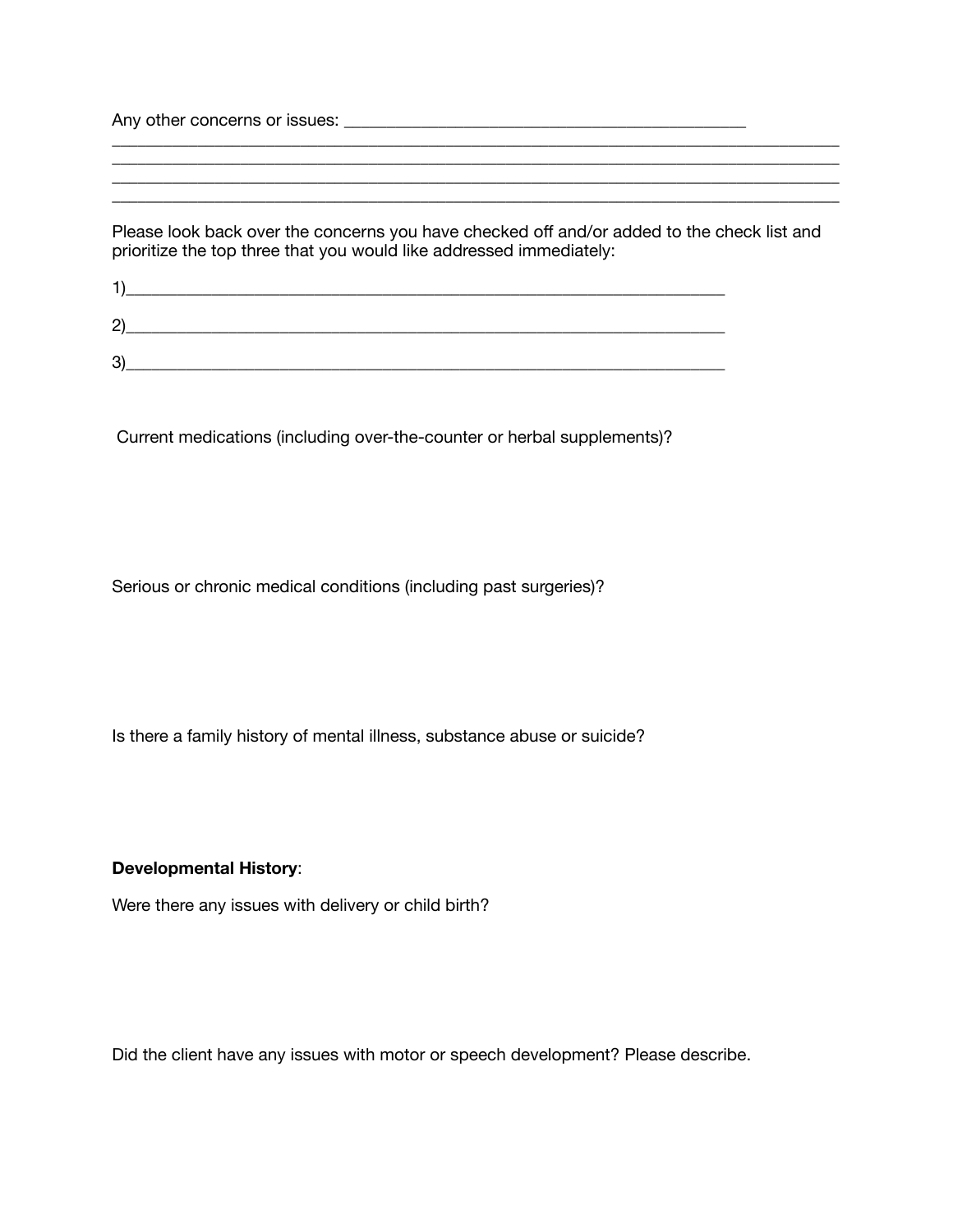Any other concerns or issues: _______________________________________________
_____________________________________________________________________________________
_____________________________________________________________________________________
_____________________________________________________________________________________
_____________________________________________________________________________________

Please look back over the concerns you have checked off and/or added to the check list and prioritize the top three that you would like addressed immediately:

1)_______________________________________________________________________

2)_______________________________________________________________________

3)_______________________________________________________________________

Current medications (including over-the-counter or herbal supplements)?

Serious or chronic medical conditions (including past surgeries)?

Is there a family history of mental illness, substance abuse or suicide?

**Developmental History**:

Were there any issues with delivery or child birth?

Did the client have any issues with motor or speech development? Please describe.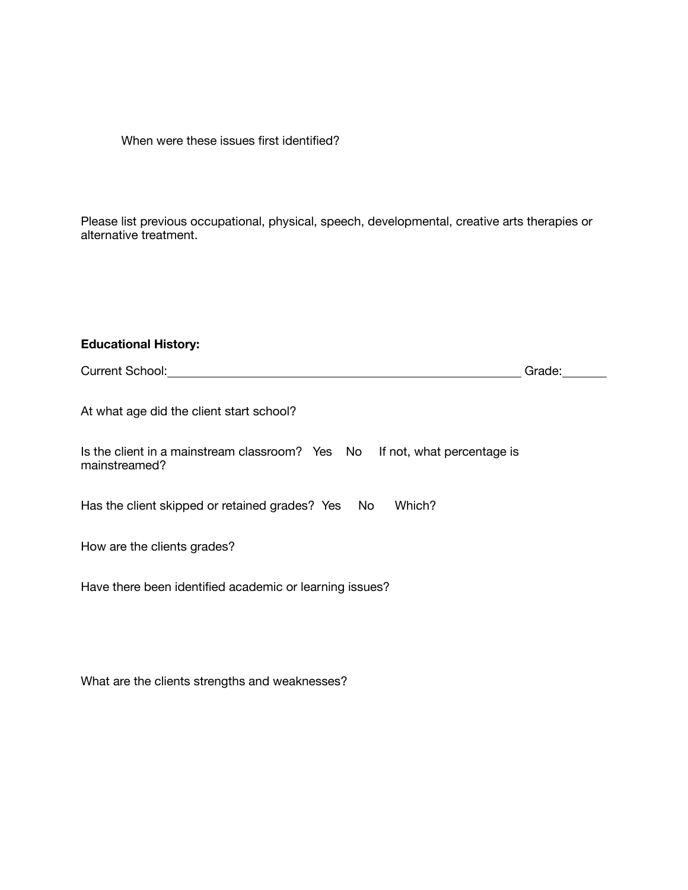When were these issues first identified?

Please list previous occupational, physical, speech, developmental, creative arts therapies or alternative treatment.

**Educational History:**

Current School:______________________________________________________ Grade:_______

At what age did the client start school?

Is the client in a mainstream classroom? Yes No If not, what percentage is mainstreamed?

Has the client skipped or retained grades? Yes No Which?

How are the clients grades?

Have there been identified academic or learning issues?

What are the clients strengths and weaknesses?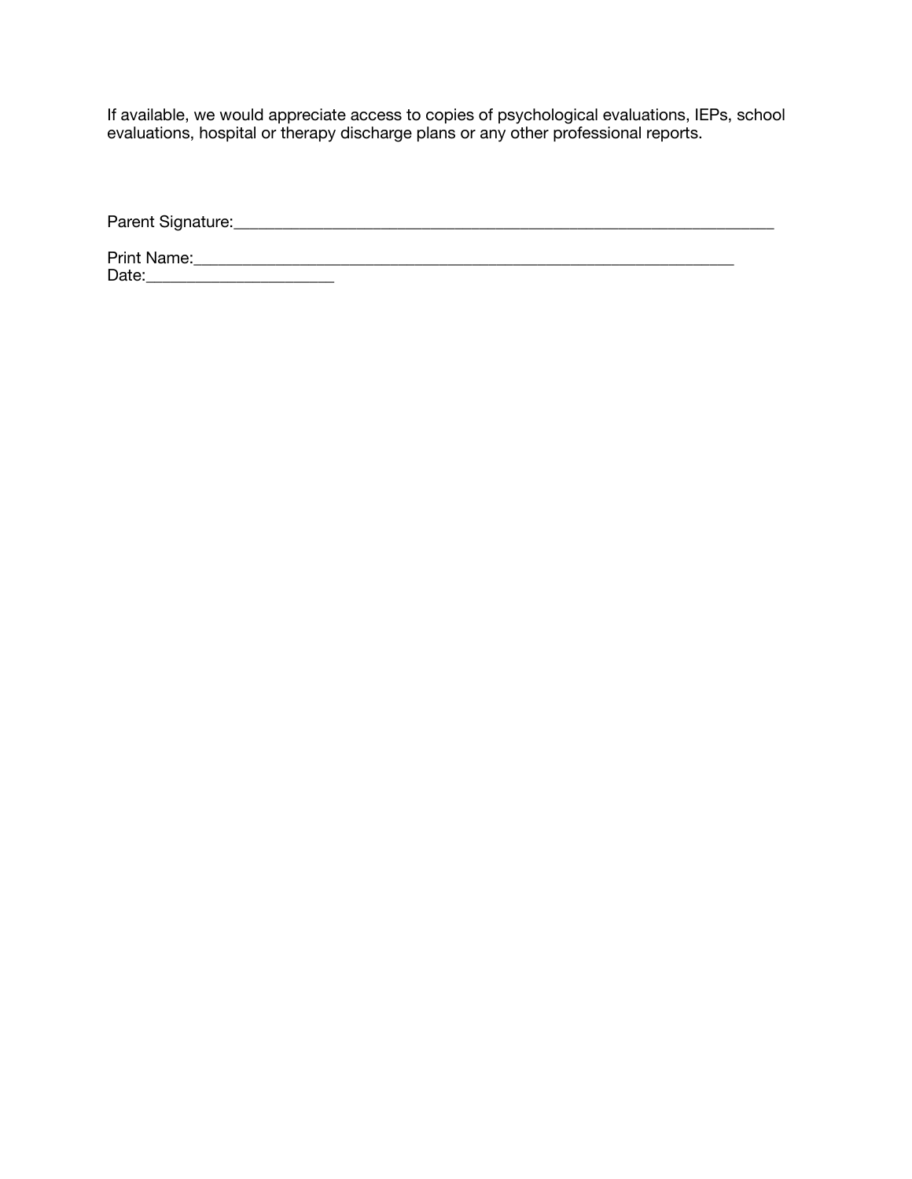If available, we would appreciate access to copies of psychological evaluations, IEPs, school evaluations, hospital or therapy discharge plans or any other professional reports.

Parent Signature:_____________________________________________________________

Print Name:______________________________________________________________
Date:_____________________